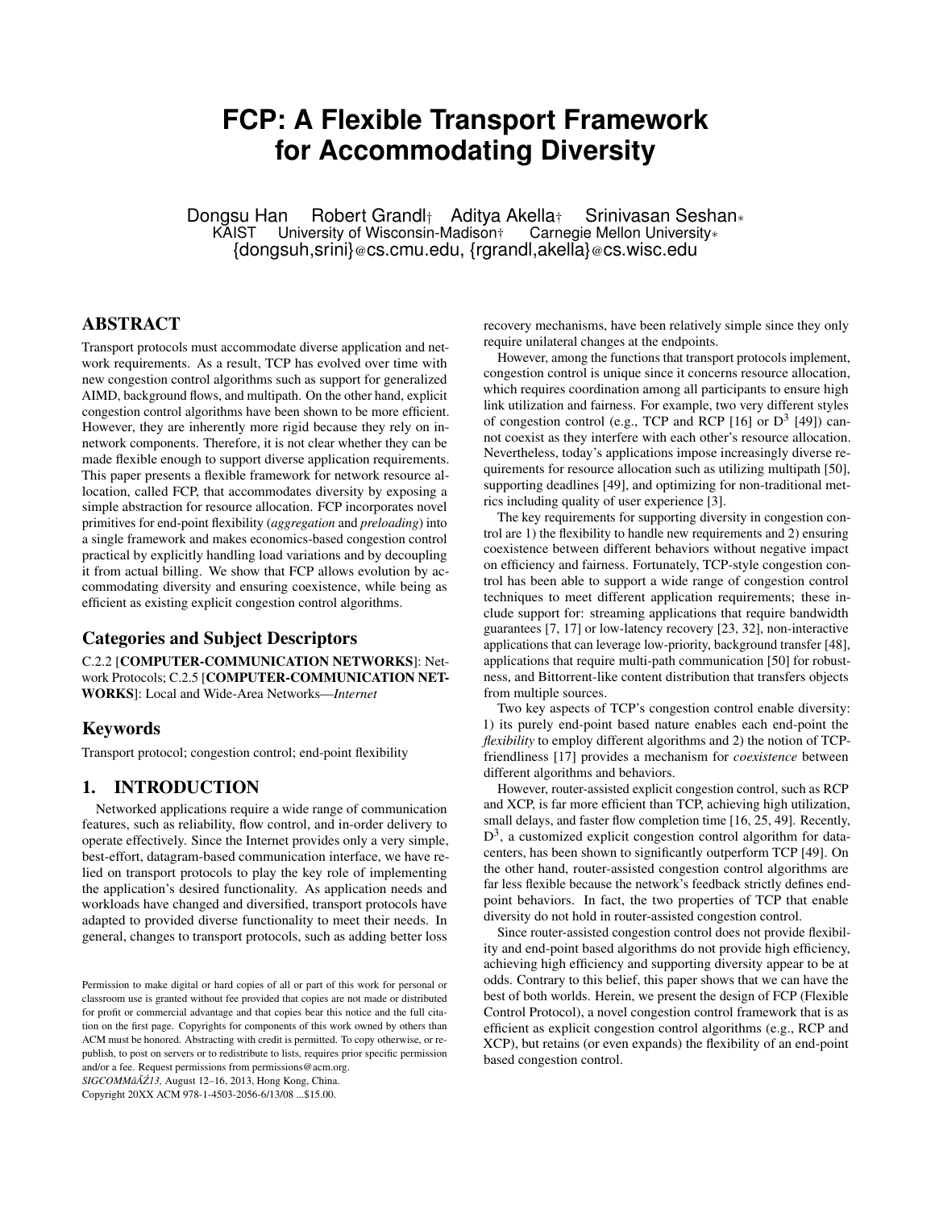# FCP: A Flexible Transport Framework for Accommodating Diversity

Dongsu Han  Robert Grandl[†]  Aditya Akella[†]  Srinivasan Seshan[*]
KAIST  University of Wisconsin-Madison[†]  Carnegie Mellon University[*]
{dongsuh,srini}@cs.cmu.edu, {rgrandl,akella}@cs.wisc.edu

## ABSTRACT

Transport protocols must accommodate diverse application and network requirements. As a result, TCP has evolved over time with new congestion control algorithms such as support for generalized AIMD, background flows, and multipath. On the other hand, explicit congestion control algorithms have been shown to be more efficient. However, they are inherently more rigid because they rely on in-network components. Therefore, it is not clear whether they can be made flexible enough to support diverse application requirements. This paper presents a flexible framework for network resource allocation, called FCP, that accommodates diversity by exposing a simple abstraction for resource allocation. FCP incorporates novel primitives for end-point flexibility (*aggregation* and *preloading*) into a single framework and makes economics-based congestion control practical by explicitly handling load variations and by decoupling it from actual billing. We show that FCP allows evolution by accommodating diversity and ensuring coexistence, while being as efficient as existing explicit congestion control algorithms.

### Categories and Subject Descriptors

C.2.2 [**COMPUTER-COMMUNICATION NETWORKS**]: Network Protocols; C.2.5 [**COMPUTER-COMMUNICATION NETWORKS**]: Local and Wide-Area Networks—*Internet*

### Keywords

Transport protocol; congestion control; end-point flexibility

## 1. INTRODUCTION

Networked applications require a wide range of communication features, such as reliability, flow control, and in-order delivery to operate effectively. Since the Internet provides only a very simple, best-effort, datagram-based communication interface, we have relied on transport protocols to play the key role of implementing the application's desired functionality. As application needs and workloads have changed and diversified, transport protocols have adapted to provided diverse functionality to meet their needs. In general, changes to transport protocols, such as adding better loss recovery mechanisms, have been relatively simple since they only require unilateral changes at the endpoints.

However, among the functions that transport protocols implement, congestion control is unique since it concerns resource allocation, which requires coordination among all participants to ensure high link utilization and fairness. For example, two very different styles of congestion control (e.g., TCP and RCP [16] or D$^3$ [49]) cannot coexist as they interfere with each other's resource allocation. Nevertheless, today's applications impose increasingly diverse requirements for resource allocation such as utilizing multipath [50], supporting deadlines [49], and optimizing for non-traditional metrics including quality of user experience [3].

The key requirements for supporting diversity in congestion control are 1) the flexibility to handle new requirements and 2) ensuring coexistence between different behaviors without negative impact on efficiency and fairness. Fortunately, TCP-style congestion control has been able to support a wide range of congestion control techniques to meet different application requirements; these include support for: streaming applications that require bandwidth guarantees [7, 17] or low-latency recovery [23, 32], non-interactive applications that can leverage low-priority, background transfer [48], applications that require multi-path communication [50] for robustness, and Bittorrent-like content distribution that transfers objects from multiple sources.

Two key aspects of TCP's congestion control enable diversity: 1) its purely end-point based nature enables each end-point the *flexibility* to employ different algorithms and 2) the notion of TCP-friendliness [17] provides a mechanism for *coexistence* between different algorithms and behaviors.

However, router-assisted explicit congestion control, such as RCP and XCP, is far more efficient than TCP, achieving high utilization, small delays, and faster flow completion time [16, 25, 49]. Recently, D$^3$, a customized explicit congestion control algorithm for datacenters, has been shown to significantly outperform TCP [49]. On the other hand, router-assisted congestion control algorithms are far less flexible because the network's feedback strictly defines endpoint behaviors. In fact, the two properties of TCP that enable diversity do not hold in router-assisted congestion control.

Since router-assisted congestion control does not provide flexibility and end-point based algorithms do not provide high efficiency, achieving high efficiency and supporting diversity appear to be at odds. Contrary to this belief, this paper shows that we can have the best of both worlds. Herein, we present the design of FCP (Flexible Control Protocol), a novel congestion control framework that is as efficient as explicit congestion control algorithms (e.g., RCP and XCP), but retains (or even expands) the flexibility of an end-point based congestion control.

Permission to make digital or hard copies of all or part of this work for personal or classroom use is granted without fee provided that copies are not made or distributed for profit or commercial advantage and that copies bear this notice and the full citation on the first page. Copyrights for components of this work owned by others than ACM must be honored. Abstracting with credit is permitted. To copy otherwise, or republish, to post on servers or to redistribute to lists, requires prior specific permission and/or a fee. Request permissions from permissions@acm.org.
*SIGCOMMâĂŹ13,* August 12–16, 2013, Hong Kong, China.
Copyright 20XX ACM 978-1-4503-2056-6/13/08 ...$15.00.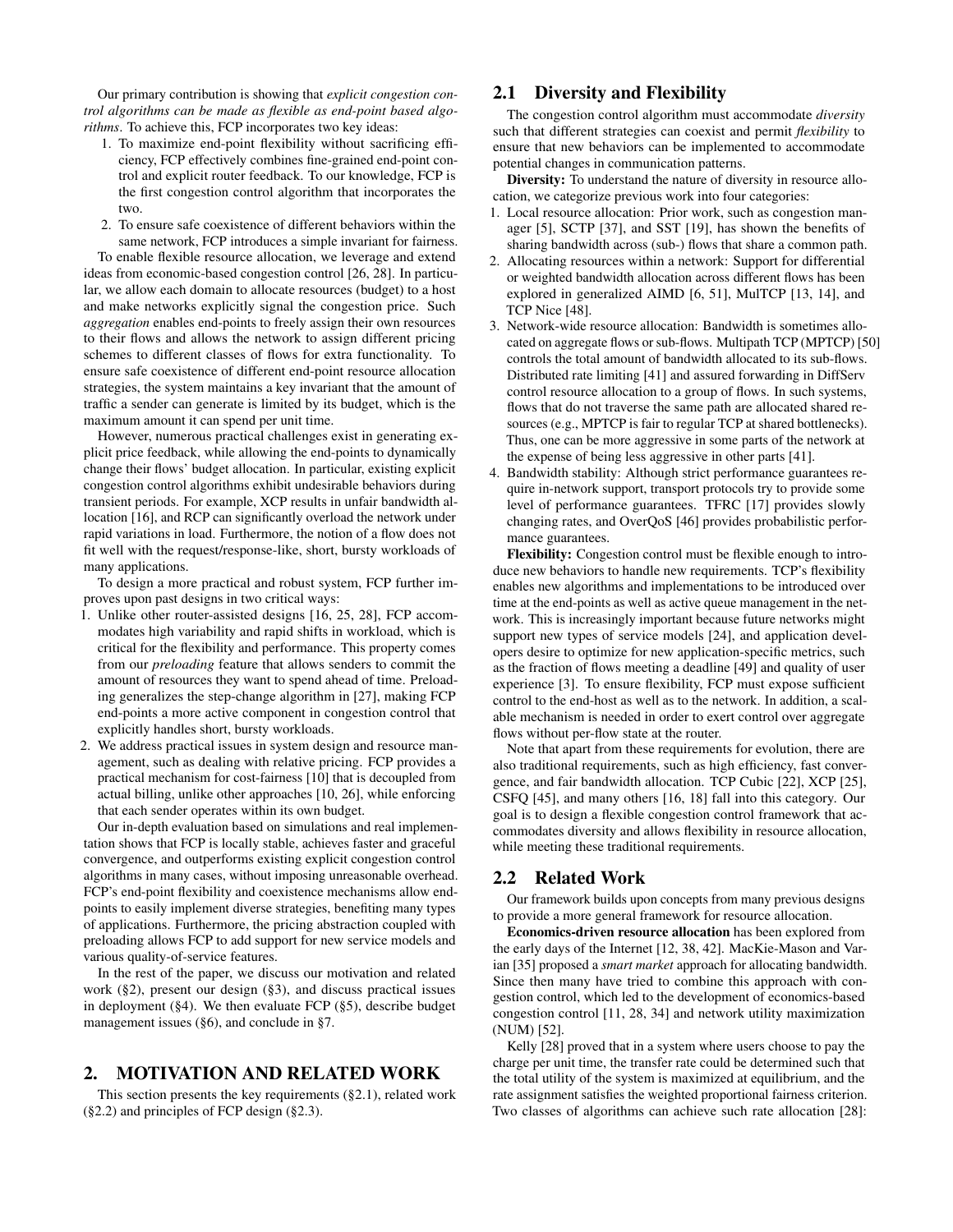Our primary contribution is showing that *explicit congestion control algorithms can be made as flexible as end-point based algorithms*. To achieve this, FCP incorporates two key ideas:

1. To maximize end-point flexibility without sacrificing efficiency, FCP effectively combines fine-grained end-point control and explicit router feedback. To our knowledge, FCP is the first congestion control algorithm that incorporates the two.
2. To ensure safe coexistence of different behaviors within the same network, FCP introduces a simple invariant for fairness.

To enable flexible resource allocation, we leverage and extend ideas from economic-based congestion control [26, 28]. In particular, we allow each domain to allocate resources (budget) to a host and make networks explicitly signal the congestion price. Such *aggregation* enables end-points to freely assign their own resources to their flows and allows the network to assign different pricing schemes to different classes of flows for extra functionality. To ensure safe coexistence of different end-point resource allocation strategies, the system maintains a key invariant that the amount of traffic a sender can generate is limited by its budget, which is the maximum amount it can spend per unit time.

However, numerous practical challenges exist in generating explicit price feedback, while allowing the end-points to dynamically change their flows' budget allocation. In particular, existing explicit congestion control algorithms exhibit undesirable behaviors during transient periods. For example, XCP results in unfair bandwidth allocation [16], and RCP can significantly overload the network under rapid variations in load. Furthermore, the notion of a flow does not fit well with the request/response-like, short, bursty workloads of many applications.

To design a more practical and robust system, FCP further improves upon past designs in two critical ways:

1. Unlike other router-assisted designs [16, 25, 28], FCP accommodates high variability and rapid shifts in workload, which is critical for the flexibility and performance. This property comes from our *preloading* feature that allows senders to commit the amount of resources they want to spend ahead of time. Preloading generalizes the step-change algorithm in [27], making FCP end-points a more active component in congestion control that explicitly handles short, bursty workloads.
2. We address practical issues in system design and resource management, such as dealing with relative pricing. FCP provides a practical mechanism for cost-fairness [10] that is decoupled from actual billing, unlike other approaches [10, 26], while enforcing that each sender operates within its own budget.

Our in-depth evaluation based on simulations and real implementation shows that FCP is locally stable, achieves faster and graceful convergence, and outperforms existing explicit congestion control algorithms in many cases, without imposing unreasonable overhead. FCP's end-point flexibility and coexistence mechanisms allow end-points to easily implement diverse strategies, benefiting many types of applications. Furthermore, the pricing abstraction coupled with preloading allows FCP to add support for new service models and various quality-of-service features.

In the rest of the paper, we discuss our motivation and related work (§2), present our design (§3), and discuss practical issues in deployment (§4). We then evaluate FCP (§5), describe budget management issues (§6), and conclude in §7.

## 2. MOTIVATION AND RELATED WORK

This section presents the key requirements (§2.1), related work (§2.2) and principles of FCP design (§2.3).

### 2.1 Diversity and Flexibility

The congestion control algorithm must accommodate *diversity* such that different strategies can coexist and permit *flexibility* to ensure that new behaviors can be implemented to accommodate potential changes in communication patterns.

**Diversity:** To understand the nature of diversity in resource allocation, we categorize previous work into four categories:

1. Local resource allocation: Prior work, such as congestion manager [5], SCTP [37], and SST [19], has shown the benefits of sharing bandwidth across (sub-) flows that share a common path.
2. Allocating resources within a network: Support for differential or weighted bandwidth allocation across different flows has been explored in generalized AIMD [6, 51], MulTCP [13, 14], and TCP Nice [48].
3. Network-wide resource allocation: Bandwidth is sometimes allocated on aggregate flows or sub-flows. Multipath TCP (MPTCP) [50] controls the total amount of bandwidth allocated to its sub-flows. Distributed rate limiting [41] and assured forwarding in DiffServ control resource allocation to a group of flows. In such systems, flows that do not traverse the same path are allocated shared resources (e.g., MPTCP is fair to regular TCP at shared bottlenecks). Thus, one can be more aggressive in some parts of the network at the expense of being less aggressive in other parts [41].
4. Bandwidth stability: Although strict performance guarantees require in-network support, transport protocols try to provide some level of performance guarantees. TFRC [17] provides slowly changing rates, and OverQoS [46] provides probabilistic performance guarantees.

**Flexibility:** Congestion control must be flexible enough to introduce new behaviors to handle new requirements. TCP's flexibility enables new algorithms and implementations to be introduced over time at the end-points as well as active queue management in the network. This is increasingly important because future networks might support new types of service models [24], and application developers desire to optimize for new application-specific metrics, such as the fraction of flows meeting a deadline [49] and quality of user experience [3]. To ensure flexibility, FCP must expose sufficient control to the end-host as well as to the network. In addition, a scalable mechanism is needed in order to exert control over aggregate flows without per-flow state at the router.

Note that apart from these requirements for evolution, there are also traditional requirements, such as high efficiency, fast convergence, and fair bandwidth allocation. TCP Cubic [22], XCP [25], CSFQ [45], and many others [16, 18] fall into this category. Our goal is to design a flexible congestion control framework that accommodates diversity and allows flexibility in resource allocation, while meeting these traditional requirements.

### 2.2 Related Work

Our framework builds upon concepts from many previous designs to provide a more general framework for resource allocation.

**Economics-driven resource allocation** has been explored from the early days of the Internet [12, 38, 42]. MacKie-Mason and Varian [35] proposed a *smart market* approach for allocating bandwidth. Since then many have tried to combine this approach with congestion control, which led to the development of economics-based congestion control [11, 28, 34] and network utility maximization (NUM) [52].

Kelly [28] proved that in a system where users choose to pay the charge per unit time, the transfer rate could be determined such that the total utility of the system is maximized at equilibrium, and the rate assignment satisfies the weighted proportional fairness criterion. Two classes of algorithms can achieve such rate allocation [28]: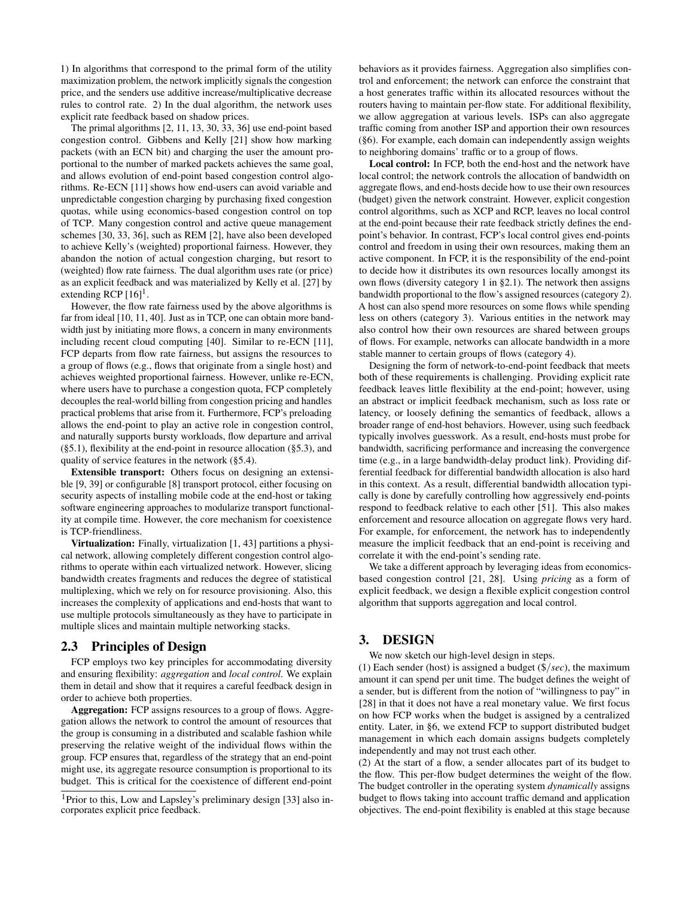1) In algorithms that correspond to the primal form of the utility maximization problem, the network implicitly signals the congestion price, and the senders use additive increase/multiplicative decrease rules to control rate. 2) In the dual algorithm, the network uses explicit rate feedback based on shadow prices.

The primal algorithms [2, 11, 13, 30, 33, 36] use end-point based congestion control. Gibbens and Kelly [21] show how marking packets (with an ECN bit) and charging the user the amount proportional to the number of marked packets achieves the same goal, and allows evolution of end-point based congestion control algorithms. Re-ECN [11] shows how end-users can avoid variable and unpredictable congestion charging by purchasing fixed congestion quotas, while using economics-based congestion control on top of TCP. Many congestion control and active queue management schemes [30, 33, 36], such as REM [2], have also been developed to achieve Kelly's (weighted) proportional fairness. However, they abandon the notion of actual congestion charging, but resort to (weighted) flow rate fairness. The dual algorithm uses rate (or price) as an explicit feedback and was materialized by Kelly et al. [27] by extending RCP [16][1].

However, the flow rate fairness used by the above algorithms is far from ideal [10, 11, 40]. Just as in TCP, one can obtain more bandwidth just by initiating more flows, a concern in many environments including recent cloud computing [40]. Similar to re-ECN [11], FCP departs from flow rate fairness, but assigns the resources to a group of flows (e.g., flows that originate from a single host) and achieves weighted proportional fairness. However, unlike re-ECN, where users have to purchase a congestion quota, FCP completely decouples the real-world billing from congestion pricing and handles practical problems that arise from it. Furthermore, FCP's preloading allows the end-point to play an active role in congestion control, and naturally supports bursty workloads, flow departure and arrival (§5.1), flexibility at the end-point in resource allocation (§5.3), and quality of service features in the network (§5.4).

**Extensible transport:** Others focus on designing an extensible [9, 39] or configurable [8] transport protocol, either focusing on security aspects of installing mobile code at the end-host or taking software engineering approaches to modularize transport functionality at compile time. However, the core mechanism for coexistence is TCP-friendliness.

**Virtualization:** Finally, virtualization [1, 43] partitions a physical network, allowing completely different congestion control algorithms to operate within each virtualized network. However, slicing bandwidth creates fragments and reduces the degree of statistical multiplexing, which we rely on for resource provisioning. Also, this increases the complexity of applications and end-hosts that want to use multiple protocols simultaneously as they have to participate in multiple slices and maintain multiple networking stacks.

## 2.3 Principles of Design

FCP employs two key principles for accommodating diversity and ensuring flexibility: *aggregation* and *local control*. We explain them in detail and show that it requires a careful feedback design in order to achieve both properties.

**Aggregation:** FCP assigns resources to a group of flows. Aggregation allows the network to control the amount of resources that the group is consuming in a distributed and scalable fashion while preserving the relative weight of the individual flows within the group. FCP ensures that, regardless of the strategy that an end-point might use, its aggregate resource consumption is proportional to its budget. This is critical for the coexistence of different end-point behaviors as it provides fairness. Aggregation also simplifies control and enforcement; the network can enforce the constraint that a host generates traffic within its allocated resources without the routers having to maintain per-flow state. For additional flexibility, we allow aggregation at various levels. ISPs can also aggregate traffic coming from another ISP and apportion their own resources (§6). For example, each domain can independently assign weights to neighboring domains' traffic or to a group of flows.

**Local control:** In FCP, both the end-host and the network have local control; the network controls the allocation of bandwidth on aggregate flows, and end-hosts decide how to use their own resources (budget) given the network constraint. However, explicit congestion control algorithms, such as XCP and RCP, leaves no local control at the end-point because their rate feedback strictly defines the end-point's behavior. In contrast, FCP's local control gives end-points control and freedom in using their own resources, making them an active component. In FCP, it is the responsibility of the end-point to decide how it distributes its own resources locally amongst its own flows (diversity category 1 in §2.1). The network then assigns bandwidth proportional to the flow's assigned resources (category 2). A host can also spend more resources on some flows while spending less on others (category 3). Various entities in the network may also control how their own resources are shared between groups of flows. For example, networks can allocate bandwidth in a more stable manner to certain groups of flows (category 4).

Designing the form of network-to-end-point feedback that meets both of these requirements is challenging. Providing explicit rate feedback leaves little flexibility at the end-point; however, using an abstract or implicit feedback mechanism, such as loss rate or latency, or loosely defining the semantics of feedback, allows a broader range of end-host behaviors. However, using such feedback typically involves guesswork. As a result, end-hosts must probe for bandwidth, sacrificing performance and increasing the convergence time (e.g., in a large bandwidth-delay product link). Providing differential feedback for differential bandwidth allocation is also hard in this context. As a result, differential bandwidth allocation typically is done by carefully controlling how aggressively end-points respond to feedback relative to each other [51]. This also makes enforcement and resource allocation on aggregate flows very hard. For example, for enforcement, the network has to independently measure the implicit feedback that an end-point is receiving and correlate it with the end-point's sending rate.

We take a different approach by leveraging ideas from economics-based congestion control [21, 28]. Using *pricing* as a form of explicit feedback, we design a flexible explicit congestion control algorithm that supports aggregation and local control.

# 3. DESIGN

We now sketch our high-level design in steps.

(1) Each sender (host) is assigned a budget (\$/*sec*), the maximum amount it can spend per unit time. The budget defines the weight of a sender, but is different from the notion of "willingness to pay" in [28] in that it does not have a real monetary value. We first focus on how FCP works when the budget is assigned by a centralized entity. Later, in §6, we extend FCP to support distributed budget management in which each domain assigns budgets completely independently and may not trust each other.

(2) At the start of a flow, a sender allocates part of its budget to the flow. This per-flow budget determines the weight of the flow. The budget controller in the operating system *dynamically* assigns budget to flows taking into account traffic demand and application objectives. The end-point flexibility is enabled at this stage because

[1] Prior to this, Low and Lapsley's preliminary design [33] also incorporates explicit price feedback.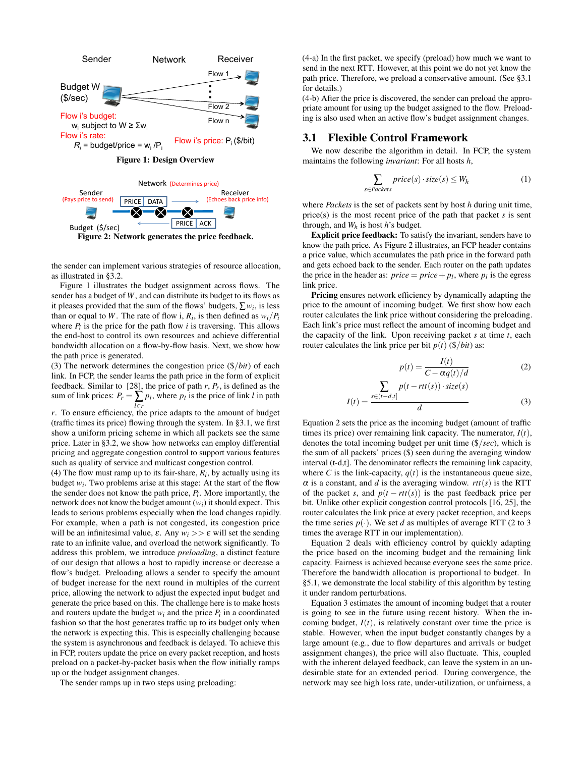Figure 1: Design Overview

Figure 2: Network generates the price feedback.

the sender can implement various strategies of resource allocation, as illustrated in §3.2.

Figure 1 illustrates the budget assignment across flows. The sender has a budget of $W$, and can distribute its budget to its flows as it pleases provided that the sum of the flows' budgets, $\sum w_i$, is less than or equal to $W$. The rate of flow i, $R_i$, is then defined as $w_i/P_i$ where $P_i$ is the price for the path flow $i$ is traversing. This allows the end-host to control its own resources and achieve differential bandwidth allocation on a flow-by-flow basis. Next, we show how the path price is generated.

(3) The network determines the congestion price ($\$/bit$) of each link. In FCP, the sender learns the path price in the form of explicit feedback. Similar to [28], the price of path $r$, $P_r$, is defined as the sum of link prices: $P_r = \sum_{l \in r} p_l$, where $p_l$ is the price of link $l$ in path $r$. To ensure efficiency, the price adapts to the amount of budget (traffic times its price) flowing through the system. In §3.1, we first show a uniform pricing scheme in which all packets see the same price. Later in §3.2, we show how networks can employ differential pricing and aggregate congestion control to support various features such as quality of service and multicast congestion control.

(4) The flow must ramp up to its fair-share, $R_i$, by actually using its budget $w_i$. Two problems arise at this stage: At the start of the flow the sender does not know the path price, $P_i$. More importantly, the network does not know the budget amount ($w_i$) it should expect. This leads to serious problems especially when the load changes rapidly. For example, when a path is not congested, its congestion price will be an infinitesimal value, $\varepsilon$. Any $w_i >> \varepsilon$ will set the sending rate to an infinite value, and overload the network significantly. To address this problem, we introduce *preloading*, a distinct feature of our design that allows a host to rapidly increase or decrease a flow's budget. Preloading allows a sender to specify the amount of budget increase for the next round in multiples of the current price, allowing the network to adjust the expected input budget and generate the price based on this. The challenge here is to make hosts and routers update the budget $w_i$ and the price $P_i$ in a coordinated fashion so that the host generates traffic up to its budget only when the network is expecting this. This is especially challenging because the system is asynchronous and feedback is delayed. To achieve this in FCP, routers update the price on every packet reception, and hosts preload on a packet-by-packet basis when the flow initially ramps up or the budget assignment changes.

The sender ramps up in two steps using preloading:

(4-a) In the first packet, we specify (preload) how much we want to send in the next RTT. However, at this point we do not yet know the path price. Therefore, we preload a conservative amount. (See §3.1 for details.)

(4-b) After the price is discovered, the sender can preload the appropriate amount for using up the budget assigned to the flow. Preloading is also used when an active flow's budget assignment changes.

## 3.1 Flexible Control Framework

We now describe the algorithm in detail. In FCP, the system maintains the following *invariant*: For all hosts $h$,

$$\sum_{s \in Packets} price(s) \cdot size(s) \leq W_h \tag{1}$$

where *Packets* is the set of packets sent by host $h$ during unit time, price($s$) is the most recent price of the path that packet $s$ is sent through, and $W_h$ is host $h$'s budget.

**Explicit price feedback:** To satisfy the invariant, senders have to know the path price. As Figure 2 illustrates, an FCP header contains a price value, which accumulates the path price in the forward path and gets echoed back to the sender. Each router on the path updates the price in the header as: $price = price + p_l$, where $p_l$ is the egress link price.

**Pricing** ensures network efficiency by dynamically adapting the price to the amount of incoming budget. We first show how each router calculates the link price without considering the preloading. Each link's price must reflect the amount of incoming budget and the capacity of the link. Upon receiving packet $s$ at time $t$, each router calculates the link price per bit $p(t)$ ($\$/bit$) as:

$$p(t) = \frac{I(t)}{C - \alpha q(t)/d} \tag{2}$$

$$I(t) = \frac{\sum_{s \in [t-d,t]} p(t - rtt(s)) \cdot size(s)}{d} \tag{3}$$

Equation 2 sets the price as the incoming budget (amount of traffic times its price) over remaining link capacity. The numerator, $I(t)$, denotes the total incoming budget per unit time ($\$/sec$), which is the sum of all packets' prices ($) seen during the averaging window interval (t-d,t]. The denominator reflects the remaining link capacity, where $C$ is the link-capacity, $q(t)$ is the instantaneous queue size, $\alpha$ is a constant, and $d$ is the averaging window. $rtt(s)$ is the RTT of the packet $s$, and $p(t - rtt(s))$ is the past feedback price per bit. Unlike other explicit congestion control protocols [16, 25], the router calculates the link price at every packet reception, and keeps the time series $p(\cdot)$. We set $d$ as multiples of average RTT (2 to 3 times the average RTT in our implementation).

Equation 2 deals with efficiency control by quickly adapting the price based on the incoming budget and the remaining link capacity. Fairness is achieved because everyone sees the same price. Therefore the bandwidth allocation is proportional to budget. In §5.1, we demonstrate the local stability of this algorithm by testing it under random perturbations.

Equation 3 estimates the amount of incoming budget that a router is going to see in the future using recent history. When the incoming budget, $I(t)$, is relatively constant over time the price is stable. However, when the input budget constantly changes by a large amount (e.g., due to flow departures and arrivals or budget assignment changes), the price will also fluctuate. This, coupled with the inherent delayed feedback, can leave the system in an undesirable state for an extended period. During convergence, the network may see high loss rate, under-utilization, or unfairness, a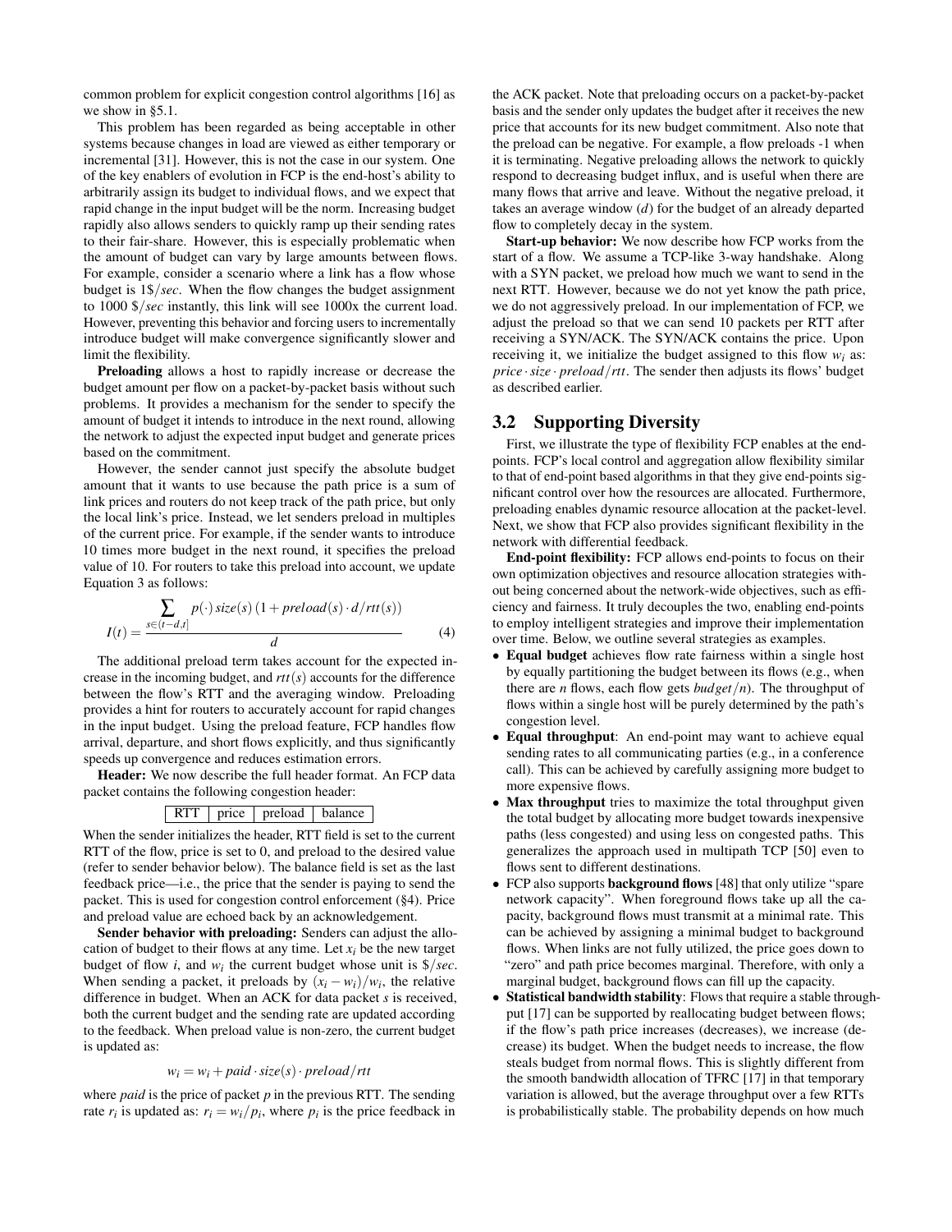common problem for explicit congestion control algorithms [16] as we show in §5.1.

This problem has been regarded as being acceptable in other systems because changes in load are viewed as either temporary or incremental [31]. However, this is not the case in our system. One of the key enablers of evolution in FCP is the end-host's ability to arbitrarily assign its budget to individual flows, and we expect that rapid change in the input budget will be the norm. Increasing budget rapidly also allows senders to quickly ramp up their sending rates to their fair-share. However, this is especially problematic when the amount of budget can vary by large amounts between flows. For example, consider a scenario where a link has a flow whose budget is 1\$/*sec*. When the flow changes the budget assignment to 1000 \$/*sec* instantly, this link will see 1000x the current load. However, preventing this behavior and forcing users to incrementally introduce budget will make convergence significantly slower and limit the flexibility.

**Preloading** allows a host to rapidly increase or decrease the budget amount per flow on a packet-by-packet basis without such problems. It provides a mechanism for the sender to specify the amount of budget it intends to introduce in the next round, allowing the network to adjust the expected input budget and generate prices based on the commitment.

However, the sender cannot just specify the absolute budget amount that it wants to use because the path price is a sum of link prices and routers do not keep track of the path price, but only the local link's price. Instead, we let senders preload in multiples of the current price. For example, if the sender wants to introduce 10 times more budget in the next round, it specifies the preload value of 10. For routers to take this preload into account, we update Equation 3 as follows:

$$I(t) = \frac{\sum_{s \in (t-d,t]} p(\cdot)\, size(s)\,(1 + preload(s) \cdot d/rtt(s))}{d} \tag{4}$$

The additional preload term takes account for the expected increase in the incoming budget, and $rtt(s)$ accounts for the difference between the flow's RTT and the averaging window. Preloading provides a hint for routers to accurately account for rapid changes in the input budget. Using the preload feature, FCP handles flow arrival, departure, and short flows explicitly, and thus significantly speeds up convergence and reduces estimation errors.

**Header:** We now describe the full header format. An FCP data packet contains the following congestion header:

| RTT | price | preload | balance |
|---|---|---|---|

When the sender initializes the header, RTT field is set to the current RTT of the flow, price is set to 0, and preload to the desired value (refer to sender behavior below). The balance field is set as the last feedback price—i.e., the price that the sender is paying to send the packet. This is used for congestion control enforcement (§4). Price and preload value are echoed back by an acknowledgement.

**Sender behavior with preloading:** Senders can adjust the allocation of budget to their flows at any time. Let $x_i$ be the new target budget of flow $i$, and $w_i$ the current budget whose unit is \$/*sec*. When sending a packet, it preloads by $(x_i - w_i)/w_i$, the relative difference in budget. When an ACK for data packet $s$ is received, both the current budget and the sending rate are updated according to the feedback. When preload value is non-zero, the current budget is updated as:

$$w_i = w_i + paid \cdot size(s) \cdot preload/rtt$$

where *paid* is the price of packet $p$ in the previous RTT. The sending rate $r_i$ is updated as: $r_i = w_i/p_i$, where $p_i$ is the price feedback in the ACK packet. Note that preloading occurs on a packet-by-packet basis and the sender only updates the budget after it receives the new price that accounts for its new budget commitment. Also note that the preload can be negative. For example, a flow preloads -1 when it is terminating. Negative preloading allows the network to quickly respond to decreasing budget influx, and is useful when there are many flows that arrive and leave. Without the negative preload, it takes an average window ($d$) for the budget of an already departed flow to completely decay in the system.

**Start-up behavior:** We now describe how FCP works from the start of a flow. We assume a TCP-like 3-way handshake. Along with a SYN packet, we preload how much we want to send in the next RTT. However, because we do not yet know the path price, we do not aggressively preload. In our implementation of FCP, we adjust the preload so that we can send 10 packets per RTT after receiving a SYN/ACK. The SYN/ACK contains the price. Upon receiving it, we initialize the budget assigned to this flow $w_i$ as: $price \cdot size \cdot preload/rtt$. The sender then adjusts its flows' budget as described earlier.

## 3.2 Supporting Diversity

First, we illustrate the type of flexibility FCP enables at the end-points. FCP's local control and aggregation allow flexibility similar to that of end-point based algorithms in that they give end-points significant control over how the resources are allocated. Furthermore, preloading enables dynamic resource allocation at the packet-level. Next, we show that FCP also provides significant flexibility in the network with differential feedback.

**End-point flexibility:** FCP allows end-points to focus on their own optimization objectives and resource allocation strategies without being concerned about the network-wide objectives, such as efficiency and fairness. It truly decouples the two, enabling end-points to employ intelligent strategies and improve their implementation over time. Below, we outline several strategies as examples.

- **Equal budget** achieves flow rate fairness within a single host by equally partitioning the budget between its flows (e.g., when there are $n$ flows, each flow gets $budget/n$). The throughput of flows within a single host will be purely determined by the path's congestion level.
- **Equal throughput**: An end-point may want to achieve equal sending rates to all communicating parties (e.g., in a conference call). This can be achieved by carefully assigning more budget to more expensive flows.
- **Max throughput** tries to maximize the total throughput given the total budget by allocating more budget towards inexpensive paths (less congested) and using less on congested paths. This generalizes the approach used in multipath TCP [50] even to flows sent to different destinations.
- FCP also supports **background flows** [48] that only utilize "spare network capacity". When foreground flows take up all the capacity, background flows must transmit at a minimal rate. This can be achieved by assigning a minimal budget to background flows. When links are not fully utilized, the price goes down to "zero" and path price becomes marginal. Therefore, with only a marginal budget, background flows can fill up the capacity.
- **Statistical bandwidth stability**: Flows that require a stable throughput [17] can be supported by reallocating budget between flows; if the flow's path price increases (decreases), we increase (decrease) its budget. When the budget needs to increase, the flow steals budget from normal flows. This is slightly different from the smooth bandwidth allocation of TFRC [17] in that temporary variation is allowed, but the average throughput over a few RTTs is probabilistically stable. The probability depends on how much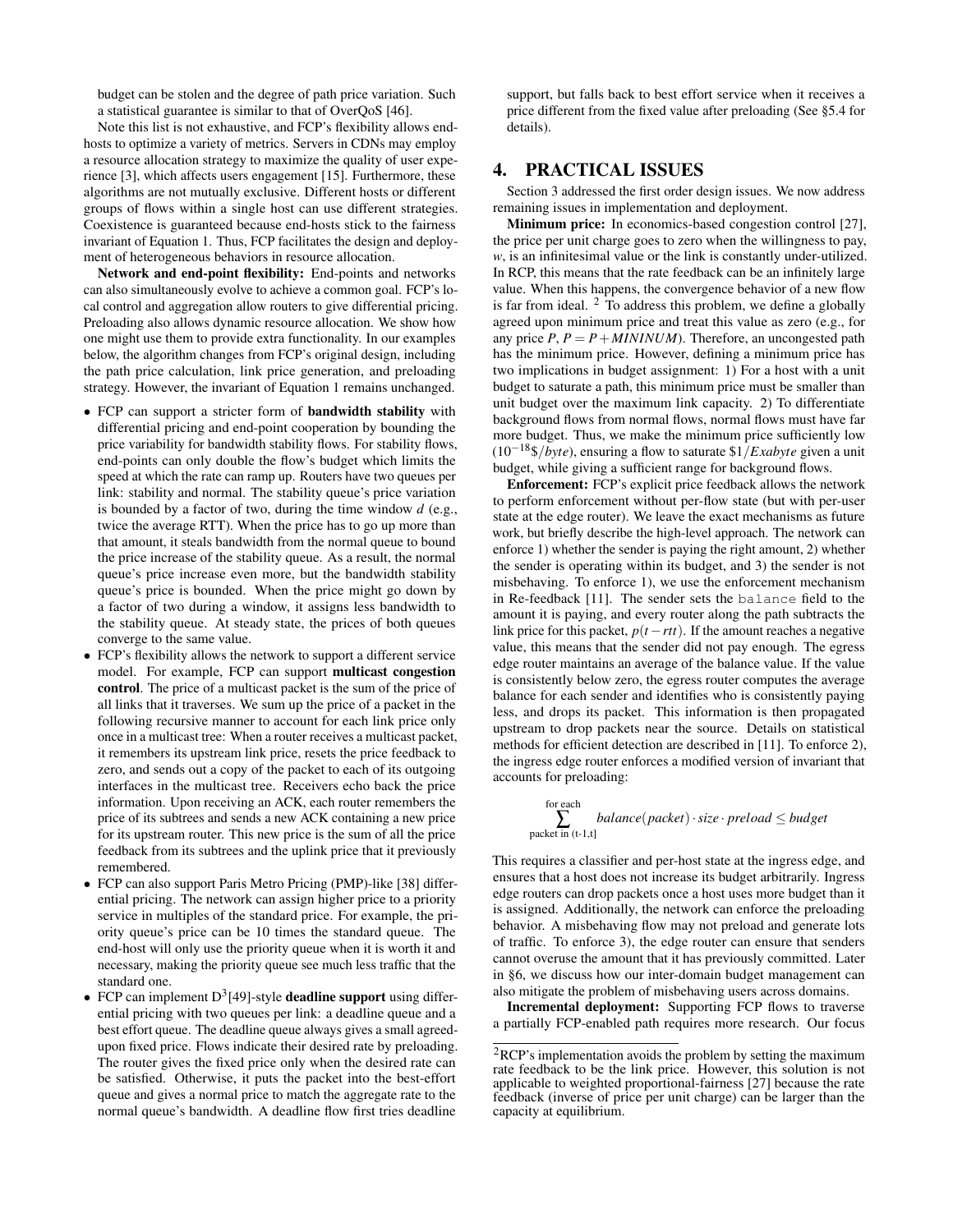budget can be stolen and the degree of path price variation. Such a statistical guarantee is similar to that of OverQoS [46].

Note this list is not exhaustive, and FCP's flexibility allows end-hosts to optimize a variety of metrics. Servers in CDNs may employ a resource allocation strategy to maximize the quality of user experience [3], which affects users engagement [15]. Furthermore, these algorithms are not mutually exclusive. Different hosts or different groups of flows within a single host can use different strategies. Coexistence is guaranteed because end-hosts stick to the fairness invariant of Equation 1. Thus, FCP facilitates the design and deployment of heterogeneous behaviors in resource allocation.

**Network and end-point flexibility:** End-points and networks can also simultaneously evolve to achieve a common goal. FCP's local control and aggregation allow routers to give differential pricing. Preloading also allows dynamic resource allocation. We show how one might use them to provide extra functionality. In our examples below, the algorithm changes from FCP's original design, including the path price calculation, link price generation, and preloading strategy. However, the invariant of Equation 1 remains unchanged.

- FCP can support a stricter form of **bandwidth stability** with differential pricing and end-point cooperation by bounding the price variability for bandwidth stability flows. For stability flows, end-points can only double the flow's budget which limits the speed at which the rate can ramp up. Routers have two queues per link: stability and normal. The stability queue's price variation is bounded by a factor of two, during the time window $d$ (e.g., twice the average RTT). When the price has to go up more than that amount, it steals bandwidth from the normal queue to bound the price increase of the stability queue. As a result, the normal queue's price increase even more, but the bandwidth stability queue's price is bounded. When the price might go down by a factor of two during a window, it assigns less bandwidth to the stability queue. At steady state, the prices of both queues converge to the same value.
- FCP's flexibility allows the network to support a different service model. For example, FCP can support **multicast congestion control**. The price of a multicast packet is the sum of the price of all links that it traverses. We sum up the price of a packet in the following recursive manner to account for each link price only once in a multicast tree: When a router receives a multicast packet, it remembers its upstream link price, resets the price feedback to zero, and sends out a copy of the packet to each of its outgoing interfaces in the multicast tree. Receivers echo back the price information. Upon receiving an ACK, each router remembers the price of its subtrees and sends a new ACK containing a new price for its upstream router. This new price is the sum of all the price feedback from its subtrees and the uplink price that it previously remembered.
- FCP can also support Paris Metro Pricing (PMP)-like [38] differential pricing. The network can assign higher price to a priority service in multiples of the standard price. For example, the priority queue's price can be 10 times the standard queue. The end-host will only use the priority queue when it is worth it and necessary, making the priority queue see much less traffic that the standard one.
- FCP can implement $D^3$[49]-style **deadline support** using differential pricing with two queues per link: a deadline queue and a best effort queue. The deadline queue always gives a small agreed-upon fixed price. Flows indicate their desired rate by preloading. The router gives the fixed price only when the desired rate can be satisfied. Otherwise, it puts the packet into the best-effort queue and gives a normal price to match the aggregate rate to the normal queue's bandwidth. A deadline flow first tries deadline support, but falls back to best effort service when it receives a price different from the fixed value after preloading (See §5.4 for details).

## 4. PRACTICAL ISSUES

Section 3 addressed the first order design issues. We now address remaining issues in implementation and deployment.

**Minimum price:** In economics-based congestion control [27], the price per unit charge goes to zero when the willingness to pay, $w$, is an infinitesimal value or the link is constantly under-utilized. In RCP, this means that the rate feedback can be an infinitely large value. When this happens, the convergence behavior of a new flow is far from ideal. [2] To address this problem, we define a globally agreed upon minimum price and treat this value as zero (e.g., for any price $P$, $P = P + MINUNUM$). Therefore, an uncongested path has the minimum price. However, defining a minimum price has two implications in budget assignment: 1) For a host with a unit budget to saturate a path, this minimum price must be smaller than unit budget over the maximum link capacity. 2) To differentiate background flows from normal flows, normal flows must have far more budget. Thus, we make the minimum price sufficiently low ($10^{-18}$\$/*byte*), ensuring a flow to saturate \$1/*Exabyte* given a unit budget, while giving a sufficient range for background flows.

**Enforcement:** FCP's explicit price feedback allows the network to perform enforcement without per-flow state (but with per-user state at the edge router). We leave the exact mechanisms as future work, but briefly describe the high-level approach. The network can enforce 1) whether the sender is paying the right amount, 2) whether the sender is operating within its budget, and 3) the sender is not misbehaving. To enforce 1), we use the enforcement mechanism in Re-feedback [11]. The sender sets the `balance` field to the amount it is paying, and every router along the path subtracts the link price for this packet, $p(t - rtt)$. If the amount reaches a negative value, this means that the sender did not pay enough. The egress edge router maintains an average of the balance value. If the value is consistently below zero, the egress router computes the average balance for each sender and identifies who is consistently paying less, and drops its packet. This information is then propagated upstream to drop packets near the source. Details on statistical methods for efficient detection are described in [11]. To enforce 2), the ingress edge router enforces a modified version of invariant that accounts for preloading:

$$\sum_{\text{packet in (t-1,t]}}^{\text{for each}} balance(packet) \cdot size \cdot preload \leq budget$$

This requires a classifier and per-host state at the ingress edge, and ensures that a host does not increase its budget arbitrarily. Ingress edge routers can drop packets once a host uses more budget than it is assigned. Additionally, the network can enforce the preloading behavior. A misbehaving flow may not preload and generate lots of traffic. To enforce 3), the edge router can ensure that senders cannot overuse the amount that it has previously committed. Later in §6, we discuss how our inter-domain budget management can also mitigate the problem of misbehaving users across domains.

**Incremental deployment:** Supporting FCP flows to traverse a partially FCP-enabled path requires more research. Our focus

[2] RCP's implementation avoids the problem by setting the maximum rate feedback to be the link price. However, this solution is not applicable to weighted proportional-fairness [27] because the rate feedback (inverse of price per unit charge) can be larger than the capacity at equilibrium.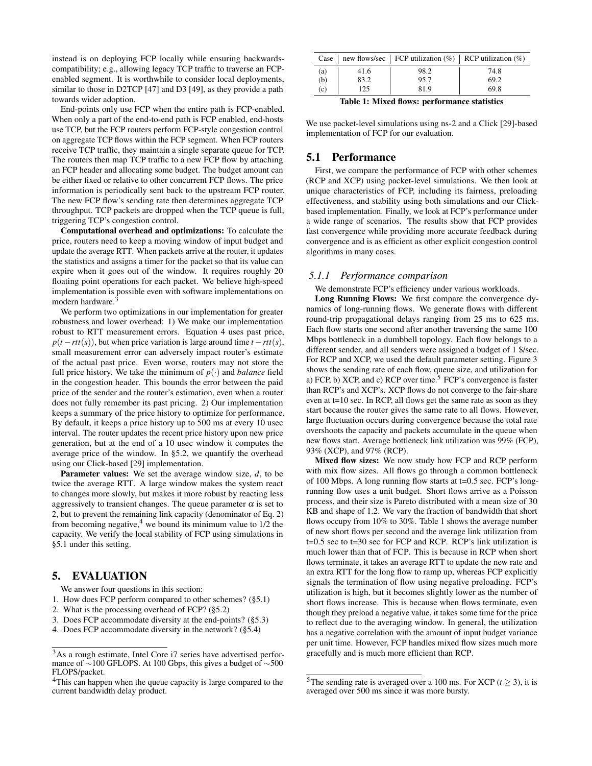instead is on deploying FCP locally while ensuring backwards-compatibility; e.g., allowing legacy TCP traffic to traverse an FCP-enabled segment. It is worthwhile to consider local deployments, similar to those in D2TCP [47] and D3 [49], as they provide a path towards wider adoption.

End-points only use FCP when the entire path is FCP-enabled. When only a part of the end-to-end path is FCP enabled, end-hosts use TCP, but the FCP routers perform FCP-style congestion control on aggregate TCP flows within the FCP segment. When FCP routers receive TCP traffic, they maintain a single separate queue for TCP. The routers then map TCP traffic to a new FCP flow by attaching an FCP header and allocating some budget. The budget amount can be either fixed or relative to other concurrent FCP flows. The price information is periodically sent back to the upstream FCP router. The new FCP flow's sending rate then determines aggregate TCP throughput. TCP packets are dropped when the TCP queue is full, triggering TCP's congestion control.

**Computational overhead and optimizations:** To calculate the price, routers need to keep a moving window of input budget and update the average RTT. When packets arrive at the router, it updates the statistics and assigns a timer for the packet so that its value can expire when it goes out of the window. It requires roughly 20 floating point operations for each packet. We believe high-speed implementation is possible even with software implementations on modern hardware.[3]

We perform two optimizations in our implementation for greater robustness and lower overhead: 1) We make our implementation robust to RTT measurement errors. Equation 4 uses past price, $p(t - rtt(s))$, but when price variation is large around time $t - rtt(s)$, small measurement error can adversely impact router's estimate of the actual past price. Even worse, routers may not store the full price history. We take the minimum of $p(\cdot)$ and *balance* field in the congestion header. This bounds the error between the paid price of the sender and the router's estimation, even when a router does not fully remember its past pricing. 2) Our implementation keeps a summary of the price history to optimize for performance. By default, it keeps a price history up to 500 ms at every 10 usec interval. The router updates the recent price history upon new price generation, but at the end of a 10 usec window it computes the average price of the window. In §5.2, we quantify the overhead using our Click-based [29] implementation.

**Parameter values:** We set the average window size, $d$, to be twice the average RTT. A large window makes the system react to changes more slowly, but makes it more robust by reacting less aggressively to transient changes. The queue parameter $\alpha$ is set to 2, but to prevent the remaining link capacity (denominator of Eq. 2) from becoming negative,[4] we bound its minimum value to 1/2 the capacity. We verify the local stability of FCP using simulations in §5.1 under this setting.

## 5. EVALUATION

We answer four questions in this section:

1. How does FCP perform compared to other schemes? (§5.1)
2. What is the processing overhead of FCP? (§5.2)
3. Does FCP accommodate diversity at the end-points? (§5.3)
4. Does FCP accommodate diversity in the network? (§5.4)

[3]As a rough estimate, Intel Core i7 series have advertised performance of ∼100 GFLOPS. At 100 Gbps, this gives a budget of ∼500 FLOPS/packet.

[4]This can happen when the queue capacity is large compared to the current bandwidth delay product.

| Case | new flows/sec | FCP utilization (%) | RCP utilization (%) |
|---|---|---|---|
| (a) | 41.6 | 98.2 | 74.8 |
| (b) | 83.2 | 95.7 | 69.2 |
| (c) | 125 | 81.9 | 69.8 |

**Table 1: Mixed flows: performance statistics**

We use packet-level simulations using ns-2 and a Click [29]-based implementation of FCP for our evaluation.

### 5.1 Performance

First, we compare the performance of FCP with other schemes (RCP and XCP) using packet-level simulations. We then look at unique characteristics of FCP, including its fairness, preloading effectiveness, and stability using both simulations and our Click-based implementation. Finally, we look at FCP's performance under a wide range of scenarios. The results show that FCP provides fast convergence while providing more accurate feedback during convergence and is as efficient as other explicit congestion control algorithms in many cases.

#### *5.1.1 Performance comparison*

We demonstrate FCP's efficiency under various workloads.

**Long Running Flows:** We first compare the convergence dynamics of long-running flows. We generate flows with different round-trip propagational delays ranging from 25 ms to 625 ms. Each flow starts one second after another traversing the same 100 Mbps bottleneck in a dumbbell topology. Each flow belongs to a different sender, and all senders were assigned a budget of 1 \$/sec. For RCP and XCP, we used the default parameter setting. Figure 3 shows the sending rate of each flow, queue size, and utilization for a) FCP, b) XCP, and c) RCP over time.[5] FCP's convergence is faster than RCP's and XCP's. XCP flows do not converge to the fair-share even at t=10 sec. In RCP, all flows get the same rate as soon as they start because the router gives the same rate to all flows. However, large fluctuation occurs during convergence because the total rate overshoots the capacity and packets accumulate in the queue when new flows start. Average bottleneck link utilization was 99% (FCP), 93% (XCP), and 97% (RCP).

**Mixed flow sizes:** We now study how FCP and RCP perform with mix flow sizes. All flows go through a common bottleneck of 100 Mbps. A long running flow starts at t=0.5 sec. FCP's long-running flow uses a unit budget. Short flows arrive as a Poisson process, and their size is Pareto distributed with a mean size of 30 KB and shape of 1.2. We vary the fraction of bandwidth that short flows occupy from 10% to 30%. Table 1 shows the average number of new short flows per second and the average link utilization from t=0.5 sec to t=30 sec for FCP and RCP. RCP's link utilization is much lower than that of FCP. This is because in RCP when short flows terminate, it takes an average RTT to update the new rate and an extra RTT for the long flow to ramp up, whereas FCP explicitly signals the termination of flow using negative preloading. FCP's utilization is high, but it becomes slightly lower as the number of short flows increase. This is because when flows terminate, even though they preload a negative value, it takes some time for the price to reflect due to the averaging window. In general, the utilization has a negative correlation with the amount of input budget variance per unit time. However, FCP handles mixed flow sizes much more gracefully and is much more efficient than RCP.

[5]The sending rate is averaged over a 100 ms. For XCP ($t \geq 3$), it is averaged over 500 ms since it was more bursty.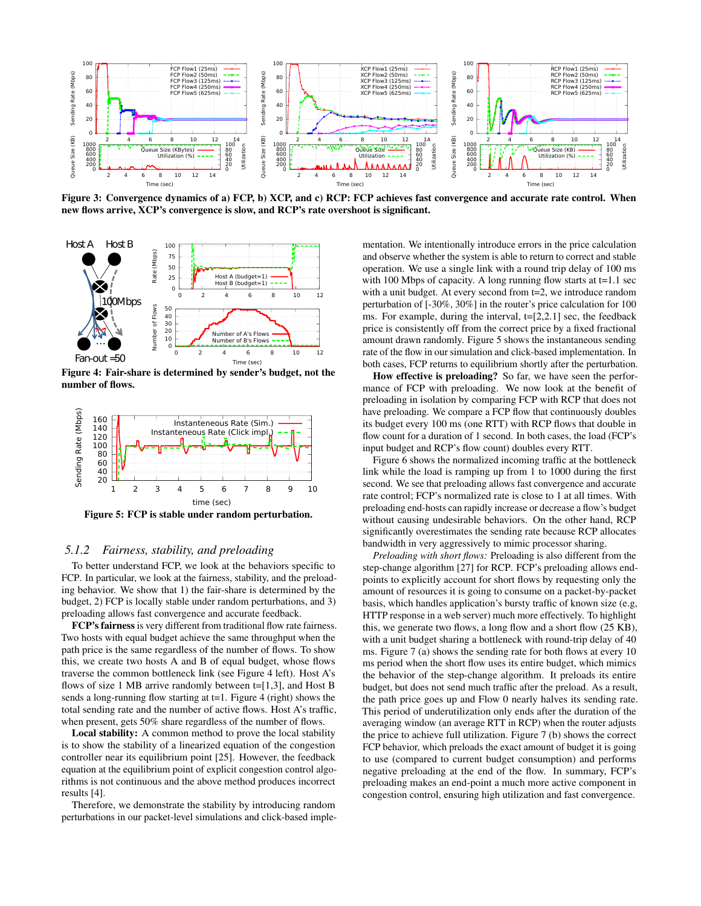**Figure 3: Convergence dynamics of a) FCP, b) XCP, and c) RCP: FCP achieves fast convergence and accurate rate control. When new flows arrive, XCP's convergence is slow, and RCP's rate overshoot is significant.**

**Figure 4: Fair-share is determined by sender's budget, not the number of flows.**

**Figure 5: FCP is stable under random perturbation.**

### 5.1.2 *Fairness, stability, and preloading*

To better understand FCP, we look at the behaviors specific to FCP. In particular, we look at the fairness, stability, and the preloading behavior. We show that 1) the fair-share is determined by the budget, 2) FCP is locally stable under random perturbations, and 3) preloading allows fast convergence and accurate feedback.

**FCP's fairness** is very different from traditional flow rate fairness. Two hosts with equal budget achieve the same throughput when the path price is the same regardless of the number of flows. To show this, we create two hosts A and B of equal budget, whose flows traverse the common bottleneck link (see Figure 4 left). Host A's flows of size 1 MB arrive randomly between t=[1,3], and Host B sends a long-running flow starting at t=1. Figure 4 (right) shows the total sending rate and the number of active flows. Host A's traffic, when present, gets 50% share regardless of the number of flows.

**Local stability:** A common method to prove the local stability is to show the stability of a linearized equation of the congestion controller near its equilibrium point [25]. However, the feedback equation at the equilibrium point of explicit congestion control algorithms is not continuous and the above method produces incorrect results [4].

Therefore, we demonstrate the stability by introducing random perturbations in our packet-level simulations and click-based implementation. We intentionally introduce errors in the price calculation and observe whether the system is able to return to correct and stable operation. We use a single link with a round trip delay of 100 ms with 100 Mbps of capacity. A long running flow starts at t=1.1 sec with a unit budget. At every second from t=2, we introduce random perturbation of [-30%, 30%] in the router's price calculation for 100 ms. For example, during the interval, t=[2,2.1] sec, the feedback price is consistently off from the correct price by a fixed fractional amount drawn randomly. Figure 5 shows the instantaneous sending rate of the flow in our simulation and click-based implementation. In both cases, FCP returns to equilibrium shortly after the perturbation.

**How effective is preloading?** So far, we have seen the performance of FCP with preloading. We now look at the benefit of preloading in isolation by comparing FCP with RCP that does not have preloading. We compare a FCP flow that continuously doubles its budget every 100 ms (one RTT) with RCP flows that double in flow count for a duration of 1 second. In both cases, the load (FCP's input budget and RCP's flow count) doubles every RTT.

Figure 6 shows the normalized incoming traffic at the bottleneck link while the load is ramping up from 1 to 1000 during the first second. We see that preloading allows fast convergence and accurate rate control; FCP's normalized rate is close to 1 at all times. With preloading end-hosts can rapidly increase or decrease a flow's budget without causing undesirable behaviors. On the other hand, RCP significantly overestimates the sending rate because RCP allocates bandwidth in very aggressively to mimic processor sharing.

*Preloading with short flows:* Preloading is also different from the step-change algorithm [27] for RCP. FCP's preloading allows end-points to explicitly account for short flows by requesting only the amount of resources it is going to consume on a packet-by-packet basis, which handles application's bursty traffic of known size (e.g, HTTP response in a web server) much more effectively. To highlight this, we generate two flows, a long flow and a short flow (25 KB), with a unit budget sharing a bottleneck with round-trip delay of 40 ms. Figure 7 (a) shows the sending rate for both flows at every 10 ms period when the short flow uses its entire budget, which mimics the behavior of the step-change algorithm. It preloads its entire budget, but does not send much traffic after the preload. As a result, the path price goes up and Flow 0 nearly halves its sending rate. This period of underutilization only ends after the duration of the averaging window (an average RTT in RCP) when the router adjusts the price to achieve full utilization. Figure 7 (b) shows the correct FCP behavior, which preloads the exact amount of budget it is going to use (compared to current budget consumption) and performs negative preloading at the end of the flow. In summary, FCP's preloading makes an end-point a much more active component in congestion control, ensuring high utilization and fast convergence.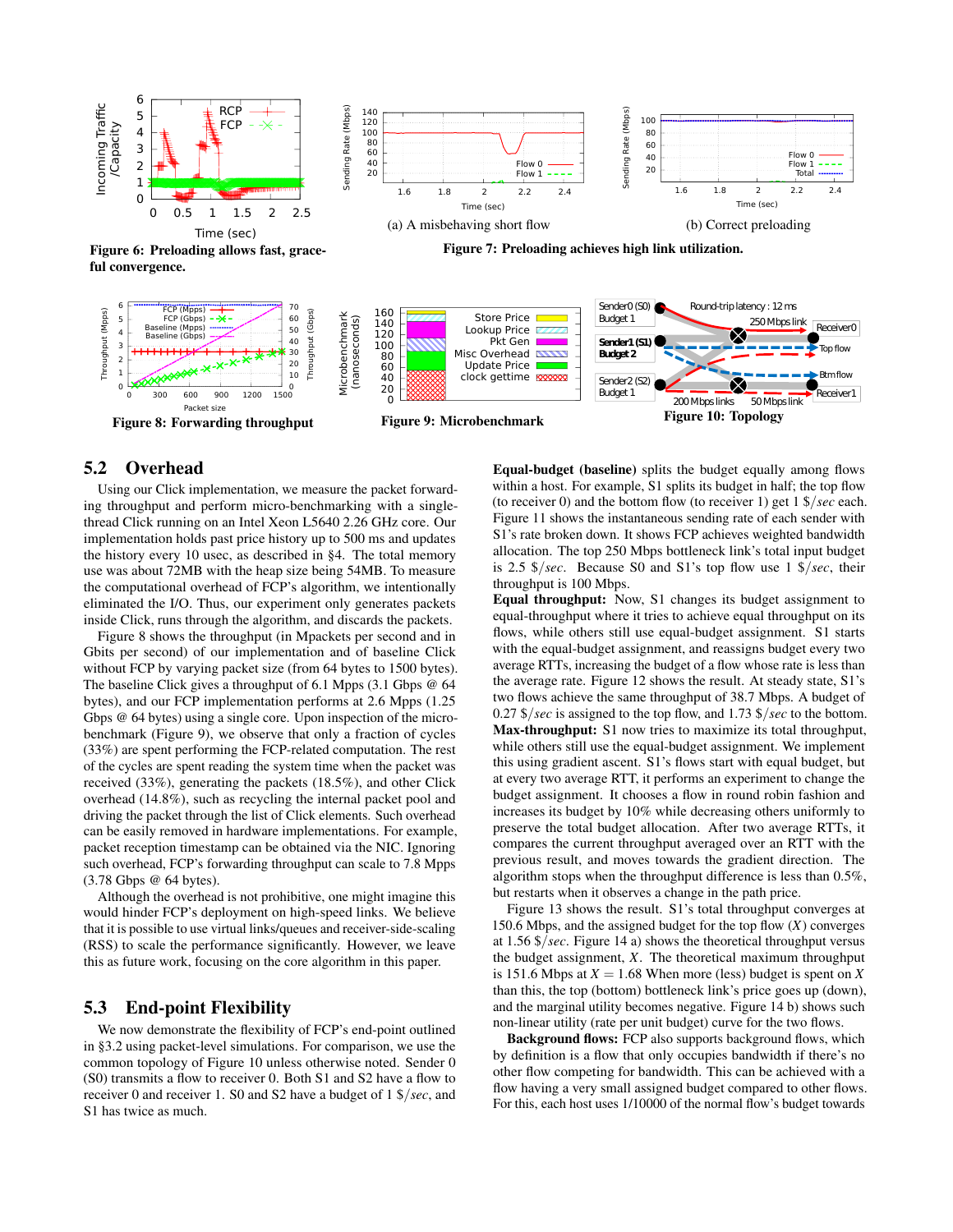Figure 6: Preloading allows fast, graceful convergence.

(a) A misbehaving short flow

(b) Correct preloading

Figure 7: Preloading achieves high link utilization.

Figure 8: Forwarding throughput

Figure 9: Microbenchmark

Figure 10: Topology

## 5.2 Overhead

Using our Click implementation, we measure the packet forwarding throughput and perform micro-benchmarking with a single-thread Click running on an Intel Xeon L5640 2.26 GHz core. Our implementation holds past price history up to 500 ms and updates the history every 10 usec, as described in §4. The total memory use was about 72MB with the heap size being 54MB. To measure the computational overhead of FCP's algorithm, we intentionally eliminated the I/O. Thus, our experiment only generates packets inside Click, runs through the algorithm, and discards the packets.

Figure 8 shows the throughput (in Mpackets per second and in Gbits per second) of our implementation and of baseline Click without FCP by varying packet size (from 64 bytes to 1500 bytes). The baseline Click gives a throughput of 6.1 Mpps (3.1 Gbps @ 64 bytes), and our FCP implementation performs at 2.6 Mpps (1.25 Gbps @ 64 bytes) using a single core. Upon inspection of the micro-benchmark (Figure 9), we observe that only a fraction of cycles (33%) are spent performing the FCP-related computation. The rest of the cycles are spent reading the system time when the packet was received (33%), generating the packets (18.5%), and other Click overhead (14.8%), such as recycling the internal packet pool and driving the packet through the list of Click elements. Such overhead can be easily removed in hardware implementations. For example, packet reception timestamp can be obtained via the NIC. Ignoring such overhead, FCP's forwarding throughput can scale to 7.8 Mpps (3.78 Gbps @ 64 bytes).

Although the overhead is not prohibitive, one might imagine this would hinder FCP's deployment on high-speed links. We believe that it is possible to use virtual links/queues and receiver-side-scaling (RSS) to scale the performance significantly. However, we leave this as future work, focusing on the core algorithm in this paper.

## 5.3 End-point Flexibility

We now demonstrate the flexibility of FCP's end-point outlined in §3.2 using packet-level simulations. For comparison, we use the common topology of Figure 10 unless otherwise noted. Sender 0 (S0) transmits a flow to receiver 0. Both S1 and S2 have a flow to receiver 0 and receiver 1. S0 and S2 have a budget of 1 $/*sec*, and S1 has twice as much.

**Equal-budget (baseline)** splits the budget equally among flows within a host. For example, S1 splits its budget in half; the top flow (to receiver 0) and the bottom flow (to receiver 1) get 1 $/*sec* each. Figure 11 shows the instantaneous sending rate of each sender with S1's rate broken down. It shows FCP achieves weighted bandwidth allocation. The top 250 Mbps bottleneck link's total input budget is 2.5 $/*sec*. Because S0 and S1's top flow use 1 $/*sec*, their throughput is 100 Mbps.

**Equal throughput:** Now, S1 changes its budget assignment to equal-throughput where it tries to achieve equal throughput on its flows, while others still use equal-budget assignment. S1 starts with the equal-budget assignment, and reassigns budget every two average RTTs, increasing the budget of a flow whose rate is less than the average rate. Figure 12 shows the result. At steady state, S1's two flows achieve the same throughput of 38.7 Mbps. A budget of 0.27 $/*sec* is assigned to the top flow, and 1.73 $/*sec* to the bottom.

**Max-throughput:** S1 now tries to maximize its total throughput, while others still use the equal-budget assignment. We implement this using gradient ascent. S1's flows start with equal budget, but at every two average RTT, it performs an experiment to change the budget assignment. It chooses a flow in round robin fashion and increases its budget by 10% while decreasing others uniformly to preserve the total budget allocation. After two average RTTs, it compares the current throughput averaged over an RTT with the previous result, and moves towards the gradient direction. The algorithm stops when the throughput difference is less than 0.5%, but restarts when it observes a change in the path price.

Figure 13 shows the result. S1's total throughput converges at 150.6 Mbps, and the assigned budget for the top flow ($X$) converges at 1.56 $/*sec*. Figure 14 a) shows the theoretical throughput versus the budget assignment, $X$. The theoretical maximum throughput is 151.6 Mbps at $X = 1.68$ When more (less) budget is spent on $X$ than this, the top (bottom) bottleneck link's price goes up (down), and the marginal utility becomes negative. Figure 14 b) shows such non-linear utility (rate per unit budget) curve for the two flows.

**Background flows:** FCP also supports background flows, which by definition is a flow that only occupies bandwidth if there's no other flow competing for bandwidth. This can be achieved with a flow having a very small assigned budget compared to other flows. For this, each host uses 1/10000 of the normal flow's budget towards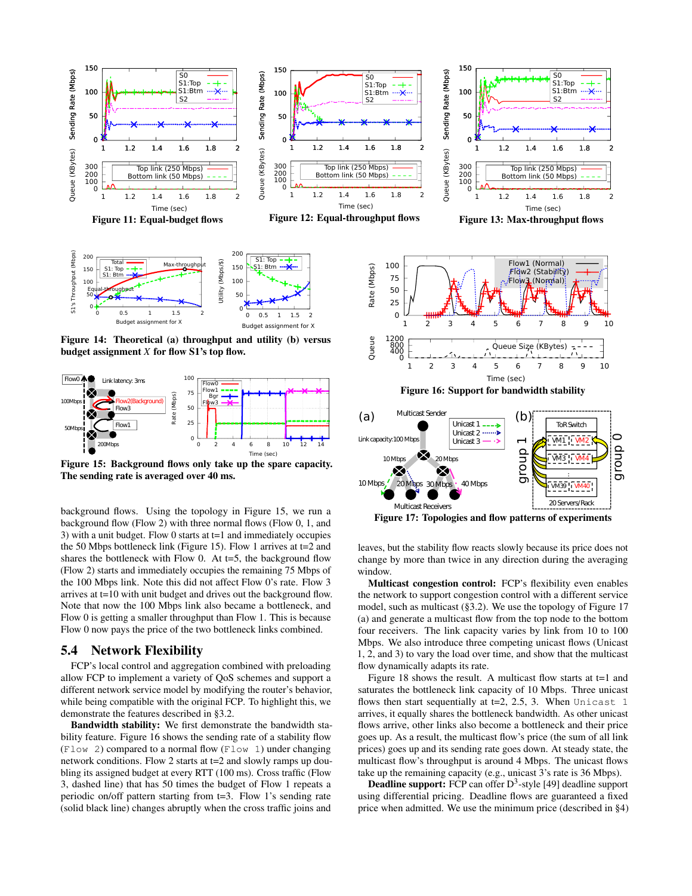Figure 11: Equal-budget flows

Figure 12: Equal-throughput flows

Figure 13: Max-throughput flows

Figure 14: Theoretical (a) throughput and utility (b) versus budget assignment $X$ for flow S1's top flow.

Figure 15: Background flows only take up the spare capacity. The sending rate is averaged over 40 ms.

background flows. Using the topology in Figure 15, we run a background flow (Flow 2) with three normal flows (Flow 0, 1, and 3) with a unit budget. Flow 0 starts at t=1 and immediately occupies the 50 Mbps bottleneck link (Figure 15). Flow 1 arrives at t=2 and shares the bottleneck with Flow 0. At t=5, the background flow (Flow 2) starts and immediately occupies the remaining 75 Mbps of the 100 Mbps link. Note this did not affect Flow 0's rate. Flow 3 arrives at t=10 with unit budget and drives out the background flow. Note that now the 100 Mbps link also became a bottleneck, and Flow 0 is getting a smaller throughput than Flow 1. This is because Flow 0 now pays the price of the two bottleneck links combined.

## 5.4 Network Flexibility

FCP's local control and aggregation combined with preloading allow FCP to implement a variety of QoS schemes and support a different network service model by modifying the router's behavior, while being compatible with the original FCP. To highlight this, we demonstrate the features described in §3.2.

**Bandwidth stability:** We first demonstrate the bandwidth stability feature. Figure 16 shows the sending rate of a stability flow (`Flow 2`) compared to a normal flow (`Flow 1`) under changing network conditions. Flow 2 starts at t=2 and slowly ramps up doubling its assigned budget at every RTT (100 ms). Cross traffic (Flow 3, dashed line) that has 50 times the budget of Flow 1 repeats a periodic on/off pattern starting from t=3. Flow 1's sending rate (solid black line) changes abruptly when the cross traffic joins and leaves, but the stability flow reacts slowly because its price does not change by more than twice in any direction during the averaging window.

Figure 16: Support for bandwidth stability

Figure 17: Topologies and flow patterns of experiments

**Multicast congestion control:** FCP's flexibility even enables the network to support congestion control with a different service model, such as multicast (§3.2). We use the topology of Figure 17 (a) and generate a multicast flow from the top node to the bottom four receivers. The link capacity varies by link from 10 to 100 Mbps. We also introduce three competing unicast flows (Unicast 1, 2, and 3) to vary the load over time, and show that the multicast flow dynamically adapts its rate.

Figure 18 shows the result. A multicast flow starts at t=1 and saturates the bottleneck link capacity of 10 Mbps. Three unicast flows then start sequentially at t=2, 2.5, 3. When `Unicast 1` arrives, it equally shares the bottleneck bandwidth. As other unicast flows arrive, other links also become a bottleneck and their price goes up. As a result, the multicast flow's price (the sum of all link prices) goes up and its sending rate goes down. At steady state, the multicast flow's throughput is around 4 Mbps. The unicast flows take up the remaining capacity (e.g., unicast 3's rate is 36 Mbps).

**Deadline support:** FCP can offer D[3]-style [49] deadline support using differential pricing. Deadline flows are guaranteed a fixed price when admitted. We use the minimum price (described in §4)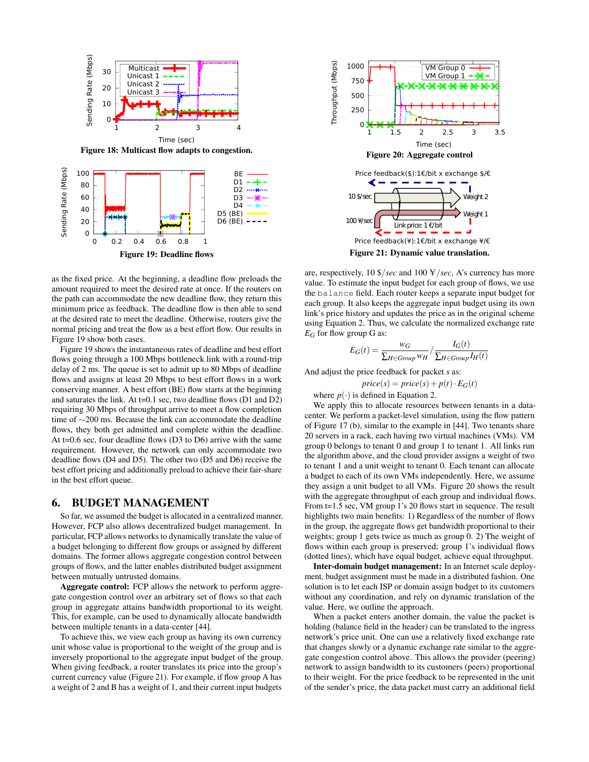Figure 18: Multicast flow adapts to congestion.

Figure 19: Deadline flows

as the fixed price. At the beginning, a deadline flow preloads the amount required to meet the desired rate at once. If the routers on the path can accommodate the new deadline flow, they return this minimum price as feedback. The deadline flow is then able to send at the desired rate to meet the deadline. Otherwise, routers give the normal pricing and treat the flow as a best effort flow. Our results in Figure 19 show both cases.

Figure 19 shows the instantaneous rates of deadline and best effort flows going through a 100 Mbps bottleneck link with a round-trip delay of 2 ms. The queue is set to admit up to 80 Mbps of deadline flows and assigns at least 20 Mbps to best effort flows in a work conserving manner. A best effort (BE) flow starts at the beginning and saturates the link. At t=0.1 sec, two deadline flows (D1 and D2) requiring 30 Mbps of throughput arrive to meet a flow completion time of ∼200 ms. Because the link can accommodate the deadline flows, they both get admitted and complete within the deadline. At t=0.6 sec, four deadline flows (D3 to D6) arrive with the same requirement. However, the network can only accommodate two deadline flows (D4 and D5). The other two (D5 and D6) receive the best effort pricing and additionally preload to achieve their fair-share in the best effort queue.

## 6. BUDGET MANAGEMENT

So far, we assumed the budget is allocated in a centralized manner. However, FCP also allows decentralized budget management. In particular, FCP allows networks to dynamically translate the value of a budget belonging to different flow groups or assigned by different domains. The former allows aggregate congestion control between groups of flows, and the latter enables distributed budget assignment between mutually untrusted domains.

**Aggregate control:** FCP allows the network to perform aggregate congestion control over an arbitrary set of flows so that each group in aggregate attains bandwidth proportional to its weight. This, for example, can be used to dynamically allocate bandwidth between multiple tenants in a data-center [44].

To achieve this, we view each group as having its own currency unit whose value is proportional to the weight of the group and is inversely proportional to the aggregate input budget of the group. When giving feedback, a router translates its price into the group's current currency value (Figure 21). For example, if flow group A has a weight of 2 and B has a weight of 1, and their current input budgets are, respectively, 10 $/*sec* and 100 ¥/*sec*, A's currency has more value. To estimate the input budget for each group of flows, we use the `balance` field. Each router keeps a separate input budget for each group. It also keeps the aggregate input budget using its own link's price history and updates the price as in the original scheme using Equation 2. Thus, we calculate the normalized exchange rate $E_G$ for flow group G as:

$$E_G(t) = \frac{w_G}{\sum_{H \in Group} w_H} \Big/ \frac{I_G(t)}{\sum_{H \in Group} I_H(t)}$$

And adjust the price feedback for packet $s$ as:

$$price(s) = price(s) + p(t) \cdot E_G(t)$$

where $p(\cdot)$ is defined in Equation 2.

We apply this to allocate resources between tenants in a data-center. We perform a packet-level simulation, using the flow pattern of Figure 17 (b), similar to the example in [44]. Two tenants share 20 servers in a rack, each having two virtual machines (VMs). VM group 0 belongs to tenant 0 and group 1 to tenant 1. All links run the algorithm above, and the cloud provider assigns a weight of two to tenant 1 and a unit weight to tenant 0. Each tenant can allocate a budget to each of its own VMs independently. Here, we assume they assign a unit budget to all VMs. Figure 20 shows the result with the aggregate throughput of each group and individual flows. From t=1.5 sec, VM group 1's 20 flows start in sequence. The result highlights two main benefits: 1) Regardless of the number of flows in the group, the aggregate flows get bandwidth proportional to their weights; group 1 gets twice as much as group 0. 2) The weight of flows within each group is preserved; group 1's individual flows (dotted lines), which have equal budget, achieve equal throughput.

Figure 20: Aggregate control

Figure 21: Dynamic value translation.

**Inter-domain budget management:** In an Internet scale deployment, budget assignment must be made in a distributed fashion. One solution is to let each ISP or domain assign budget to its customers without any coordination, and rely on dynamic translation of the value. Here, we outline the approach.

When a packet enters another domain, the value the packet is holding (balance field in the header) can be translated to the ingress network's price unit. One can use a relatively fixed exchange rate that changes slowly or a dynamic exchange rate similar to the aggregate congestion control above. This allows the provider (peering) network to assign bandwidth to its customers (peers) proportional to their weight. For the price feedback to be represented in the unit of the sender's price, the data packet must carry an additional field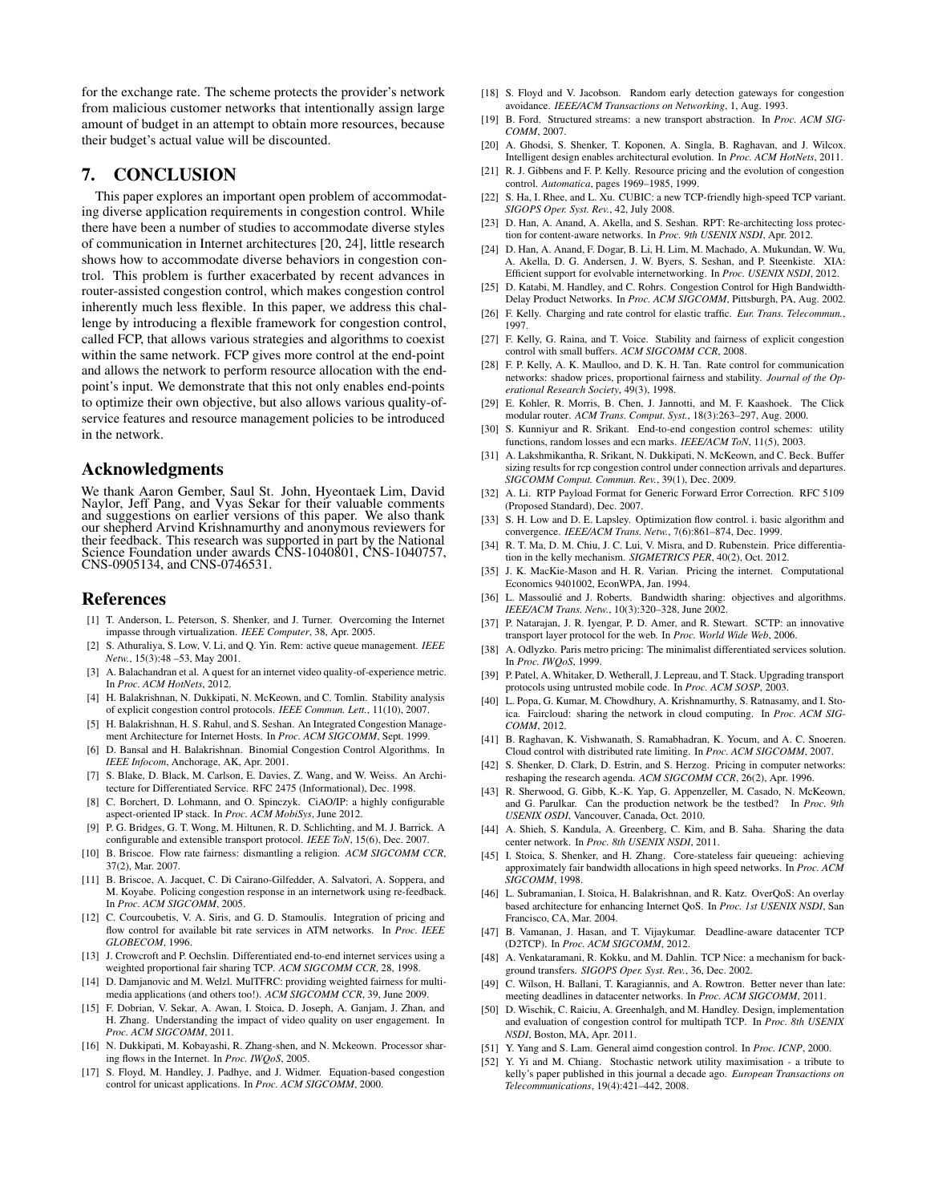for the exchange rate. The scheme protects the provider's network from malicious customer networks that intentionally assign large amount of budget in an attempt to obtain more resources, because their budget's actual value will be discounted.

# 7. CONCLUSION

This paper explores an important open problem of accommodating diverse application requirements in congestion control. While there have been a number of studies to accommodate diverse styles of communication in Internet architectures [20, 24], little research shows how to accommodate diverse behaviors in congestion control. This problem is further exacerbated by recent advances in router-assisted congestion control, which makes congestion control inherently much less flexible. In this paper, we address this challenge by introducing a flexible framework for congestion control, called FCP, that allows various strategies and algorithms to coexist within the same network. FCP gives more control at the end-point and allows the network to perform resource allocation with the end-point's input. We demonstrate that this not only enables end-points to optimize their own objective, but also allows various quality-of-service features and resource management policies to be introduced in the network.

## Acknowledgments

We thank Aaron Gember, Saul St. John, Hyeontaek Lim, David Naylor, Jeff Pang, and Vyas Sekar for their valuable comments and suggestions on earlier versions of this paper. We also thank our shepherd Arvind Krishnamurthy and anonymous reviewers for their feedback. This research was supported in part by the National Science Foundation under awards CNS-1040801, CNS-1040757, CNS-0905134, and CNS-0746531.

## References

- [1] T. Anderson, L. Peterson, S. Shenker, and J. Turner. Overcoming the Internet impasse through virtualization. *IEEE Computer*, 38, Apr. 2005.
- [2] S. Athuraliya, S. Low, V. Li, and Q. Yin. Rem: active queue management. *IEEE Netw.*, 15(3):48 –53, May 2001.
- [3] A. Balachandran et al. A quest for an internet video quality-of-experience metric. In *Proc. ACM HotNets*, 2012.
- [4] H. Balakrishnan, N. Dukkipati, N. McKeown, and C. Tomlin. Stability analysis of explicit congestion control protocols. *IEEE Commun. Lett.*, 11(10), 2007.
- [5] H. Balakrishnan, H. S. Rahul, and S. Seshan. An Integrated Congestion Management Architecture for Internet Hosts. In *Proc. ACM SIGCOMM*, Sept. 1999.
- [6] D. Bansal and H. Balakrishnan. Binomial Congestion Control Algorithms. In *IEEE Infocom*, Anchorage, AK, Apr. 2001.
- [7] S. Blake, D. Black, M. Carlson, E. Davies, Z. Wang, and W. Weiss. An Architecture for Differentiated Service. RFC 2475 (Informational), Dec. 1998.
- [8] C. Borchert, D. Lohmann, and O. Spinczyk. CiAO/IP: a highly configurable aspect-oriented IP stack. In *Proc. ACM MobiSys*, June 2012.
- [9] P. G. Bridges, G. T. Wong, M. Hiltunen, R. D. Schlichting, and M. J. Barrick. A configurable and extensible transport protocol. *IEEE ToN*, 15(6), Dec. 2007.
- [10] B. Briscoe. Flow rate fairness: dismantling a religion. *ACM SIGCOMM CCR*, 37(2), Mar. 2007.
- [11] B. Briscoe, A. Jacquet, C. Di Cairano-Gilfedder, A. Salvatori, A. Soppera, and M. Koyabe. Policing congestion response in an internetwork using re-feedback. In *Proc. ACM SIGCOMM*, 2005.
- [12] C. Courcoubetis, V. A. Siris, and G. D. Stamoulis. Integration of pricing and flow control for available bit rate services in ATM networks. In *Proc. IEEE GLOBECOM*, 1996.
- [13] J. Crowcroft and P. Oechslin. Differentiated end-to-end internet services using a weighted proportional fair sharing TCP. *ACM SIGCOMM CCR*, 28, 1998.
- [14] D. Damjanovic and M. Welzl. MulTFRC: providing weighted fairness for multimedia applications (and others too!). *ACM SIGCOMM CCR*, 39, June 2009.
- [15] F. Dobrian, V. Sekar, A. Awan, I. Stoica, D. Joseph, A. Ganjam, J. Zhan, and H. Zhang. Understanding the impact of video quality on user engagement. In *Proc. ACM SIGCOMM*, 2011.
- [16] N. Dukkipati, M. Kobayashi, R. Zhang-shen, and N. Mckeown. Processor sharing flows in the Internet. In *Proc. IWQoS*, 2005.
- [17] S. Floyd, M. Handley, J. Padhye, and J. Widmer. Equation-based congestion control for unicast applications. In *Proc. ACM SIGCOMM*, 2000.
- [18] S. Floyd and V. Jacobson. Random early detection gateways for congestion avoidance. *IEEE/ACM Transactions on Networking*, 1, Aug. 1993.
- [19] B. Ford. Structured streams: a new transport abstraction. In *Proc. ACM SIGCOMM*, 2007.
- [20] A. Ghodsi, S. Shenker, T. Koponen, A. Singla, B. Raghavan, and J. Wilcox. Intelligent design enables architectural evolution. In *Proc. ACM HotNets*, 2011.
- [21] R. J. Gibbens and F. P. Kelly. Resource pricing and the evolution of congestion control. *Automatica*, pages 1969–1985, 1999.
- [22] S. Ha, I. Rhee, and L. Xu. CUBIC: a new TCP-friendly high-speed TCP variant. *SIGOPS Oper. Syst. Rev.*, 42, July 2008.
- [23] D. Han, A. Anand, A. Akella, and S. Seshan. RPT: Re-architecting loss protection for content-aware networks. In *Proc. 9th USENIX NSDI*, Apr. 2012.
- [24] D. Han, A. Anand, F. Dogar, B. Li, H. Lim, M. Machado, A. Mukundan, W. Wu, A. Akella, D. G. Andersen, J. W. Byers, S. Seshan, and P. Steenkiste. XIA: Efficient support for evolvable internetworking. In *Proc. USENIX NSDI*, 2012.
- [25] D. Katabi, M. Handley, and C. Rohrs. Congestion Control for High Bandwidth-Delay Product Networks. In *Proc. ACM SIGCOMM*, Pittsburgh, PA, Aug. 2002.
- [26] F. Kelly. Charging and rate control for elastic traffic. *Eur. Trans. Telecommun.*, 1997.
- [27] F. Kelly, G. Raina, and T. Voice. Stability and fairness of explicit congestion control with small buffers. *ACM SIGCOMM CCR*, 2008.
- [28] F. P. Kelly, A. K. Maulloo, and D. K. H. Tan. Rate control for communication networks: shadow prices, proportional fairness and stability. *Journal of the Operational Research Society*, 49(3), 1998.
- [29] E. Kohler, R. Morris, B. Chen, J. Jannotti, and M. F. Kaashoek. The Click modular router. *ACM Trans. Comput. Syst.*, 18(3):263–297, Aug. 2000.
- [30] S. Kunniyur and R. Srikant. End-to-end congestion control schemes: utility functions, random losses and ecn marks. *IEEE/ACM ToN*, 11(5), 2003.
- [31] A. Lakshmikantha, R. Srikant, N. Dukkipati, N. McKeown, and C. Beck. Buffer sizing results for rcp congestion control under connection arrivals and departures. *SIGCOMM Comput. Commun. Rev.*, 39(1), Dec. 2009.
- [32] A. Li. RTP Payload Format for Generic Forward Error Correction. RFC 5109 (Proposed Standard), Dec. 2007.
- [33] S. H. Low and D. E. Lapsley. Optimization flow control. i. basic algorithm and convergence. *IEEE/ACM Trans. Netw.*, 7(6):861–874, Dec. 1999.
- [34] R. T. Ma, D. M. Chiu, J. C. Lui, V. Misra, and D. Rubenstein. Price differentiation in the kelly mechanism. *SIGMETRICS PER*, 40(2), Oct. 2012.
- [35] J. K. MacKie-Mason and H. R. Varian. Pricing the internet. Computational Economics 9401002, EconWPA, Jan. 1994.
- [36] L. Massoulié and J. Roberts. Bandwidth sharing: objectives and algorithms. *IEEE/ACM Trans. Netw.*, 10(3):320–328, June 2002.
- [37] P. Natarajan, J. R. Iyengar, P. D. Amer, and R. Stewart. SCTP: an innovative transport layer protocol for the web. In *Proc. World Wide Web*, 2006.
- [38] A. Odlyzko. Paris metro pricing: The minimalist differentiated services solution. In *Proc. IWQoS*, 1999.
- [39] P. Patel, A. Whitaker, D. Wetherall, J. Lepreau, and T. Stack. Upgrading transport protocols using untrusted mobile code. In *Proc. ACM SOSP*, 2003.
- [40] L. Popa, G. Kumar, M. Chowdhury, A. Krishnamurthy, S. Ratnasamy, and I. Stoica. Faircloud: sharing the network in cloud computing. In *Proc. ACM SIGCOMM*, 2012.
- [41] B. Raghavan, K. Vishwanath, S. Ramabhadran, K. Yocum, and A. C. Snoeren. Cloud control with distributed rate limiting. In *Proc. ACM SIGCOMM*, 2007.
- [42] S. Shenker, D. Clark, D. Estrin, and S. Herzog. Pricing in computer networks: reshaping the research agenda. *ACM SIGCOMM CCR*, 26(2), Apr. 1996.
- [43] R. Sherwood, G. Gibb, K.-K. Yap, G. Appenzeller, M. Casado, N. McKeown, and G. Parulkar. Can the production network be the testbed? In *Proc. 9th USENIX OSDI*, Vancouver, Canada, Oct. 2010.
- [44] A. Shieh, S. Kandula, A. Greenberg, C. Kim, and B. Saha. Sharing the data center network. In *Proc. 8th USENIX NSDI*, 2011.
- [45] I. Stoica, S. Shenker, and H. Zhang. Core-stateless fair queueing: achieving approximately fair bandwidth allocations in high speed networks. In *Proc. ACM SIGCOMM*, 1998.
- [46] L. Subramanian, I. Stoica, H. Balakrishnan, and R. Katz. OverQoS: An overlay based architecture for enhancing Internet QoS. In *Proc. 1st USENIX NSDI*, San Francisco, CA, Mar. 2004.
- [47] B. Vamanan, J. Hasan, and T. Vijaykumar. Deadline-aware datacenter TCP (D2TCP). In *Proc. ACM SIGCOMM*, 2012.
- [48] A. Venkataramani, R. Kokku, and M. Dahlin. TCP Nice: a mechanism for background transfers. *SIGOPS Oper. Syst. Rev.*, 36, Dec. 2002.
- [49] C. Wilson, H. Ballani, T. Karagiannis, and A. Rowtron. Better never than late: meeting deadlines in datacenter networks. In *Proc. ACM SIGCOMM*, 2011.
- [50] D. Wischik, C. Raiciu, A. Greenhalgh, and M. Handley. Design, implementation and evaluation of congestion control for multipath TCP. In *Proc. 8th USENIX NSDI*, Boston, MA, Apr. 2011.
- [51] Y. Yang and S. Lam. General aimd congestion control. In *Proc. ICNP*, 2000.
- [52] Y. Yi and M. Chiang. Stochastic network utility maximisation - a tribute to kelly's paper published in this journal a decade ago. *European Transactions on Telecommunications*, 19(4):421–442, 2008.